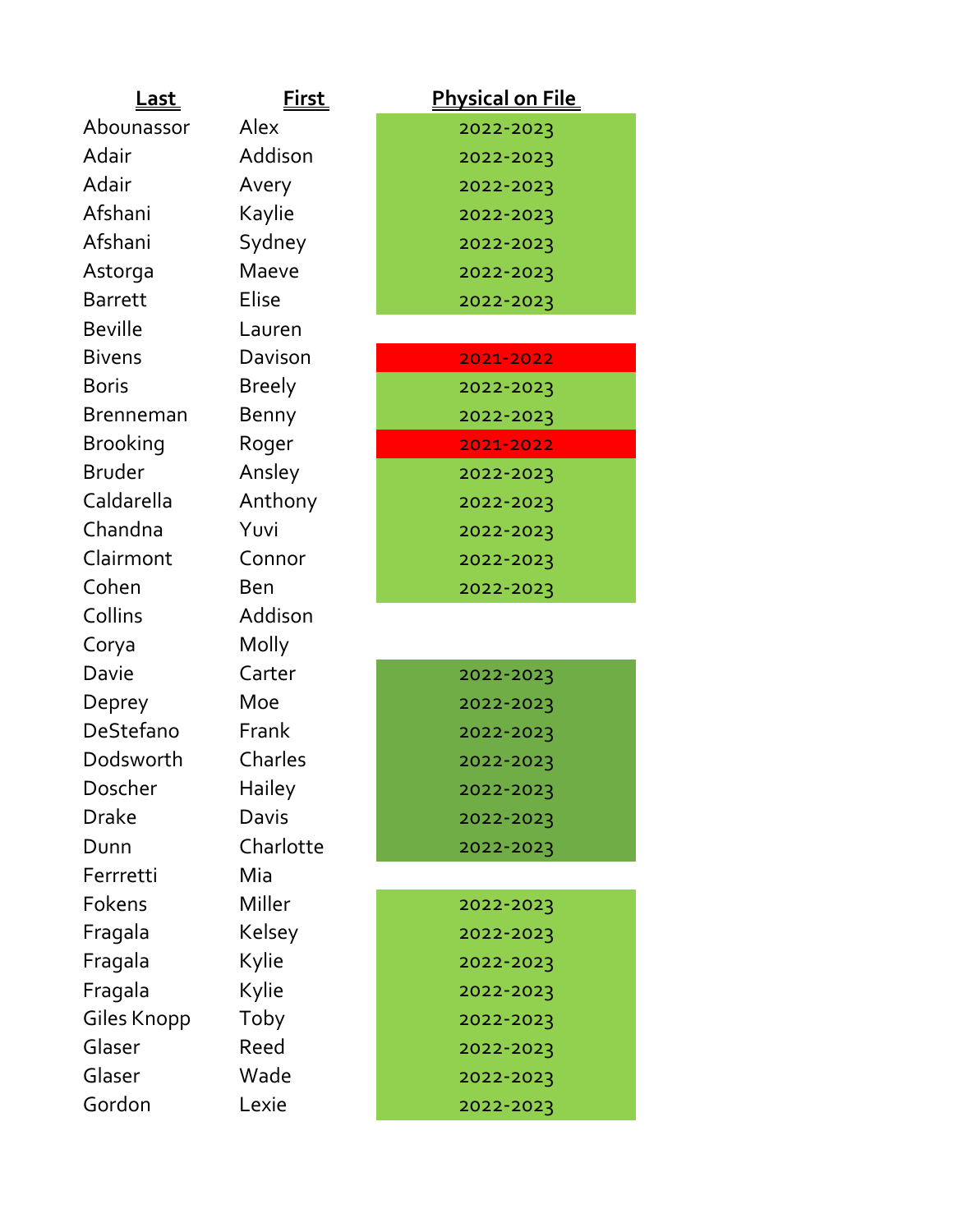| Last | First | Physical on File |
|---|---|---|
| Abounassor | Alex | 2022-2023 |
| Adair | Addison | 2022-2023 |
| Adair | Avery | 2022-2023 |
| Afshani | Kaylie | 2022-2023 |
| Afshani | Sydney | 2022-2023 |
| Astorga | Maeve | 2022-2023 |
| Barrett | Elise | 2022-2023 |
| Beville | Lauren | |
| Bivens | Davison | 2021-2022 |
| Boris | Breely | 2022-2023 |
| Brenneman | Benny | 2022-2023 |
| Brooking | Roger | 2021-2022 |
| Bruder | Ansley | 2022-2023 |
| Caldarella | Anthony | 2022-2023 |
| Chandna | Yuvi | 2022-2023 |
| Clairmont | Connor | 2022-2023 |
| Cohen | Ben | 2022-2023 |
| Collins | Addison | |
| Corya | Molly | |
| Davie | Carter | 2022-2023 |
| Deprey | Moe | 2022-2023 |
| DeStefano | Frank | 2022-2023 |
| Dodsworth | Charles | 2022-2023 |
| Doscher | Hailey | 2022-2023 |
| Drake | Davis | 2022-2023 |
| Dunn | Charlotte | 2022-2023 |
| Ferrretti | Mia | |
| Fokens | Miller | 2022-2023 |
| Fragala | Kelsey | 2022-2023 |
| Fragala | Kylie | 2022-2023 |
| Fragala | Kylie | 2022-2023 |
| Giles Knopp | Toby | 2022-2023 |
| Glaser | Reed | 2022-2023 |
| Glaser | Wade | 2022-2023 |
| Gordon | Lexie | 2022-2023 |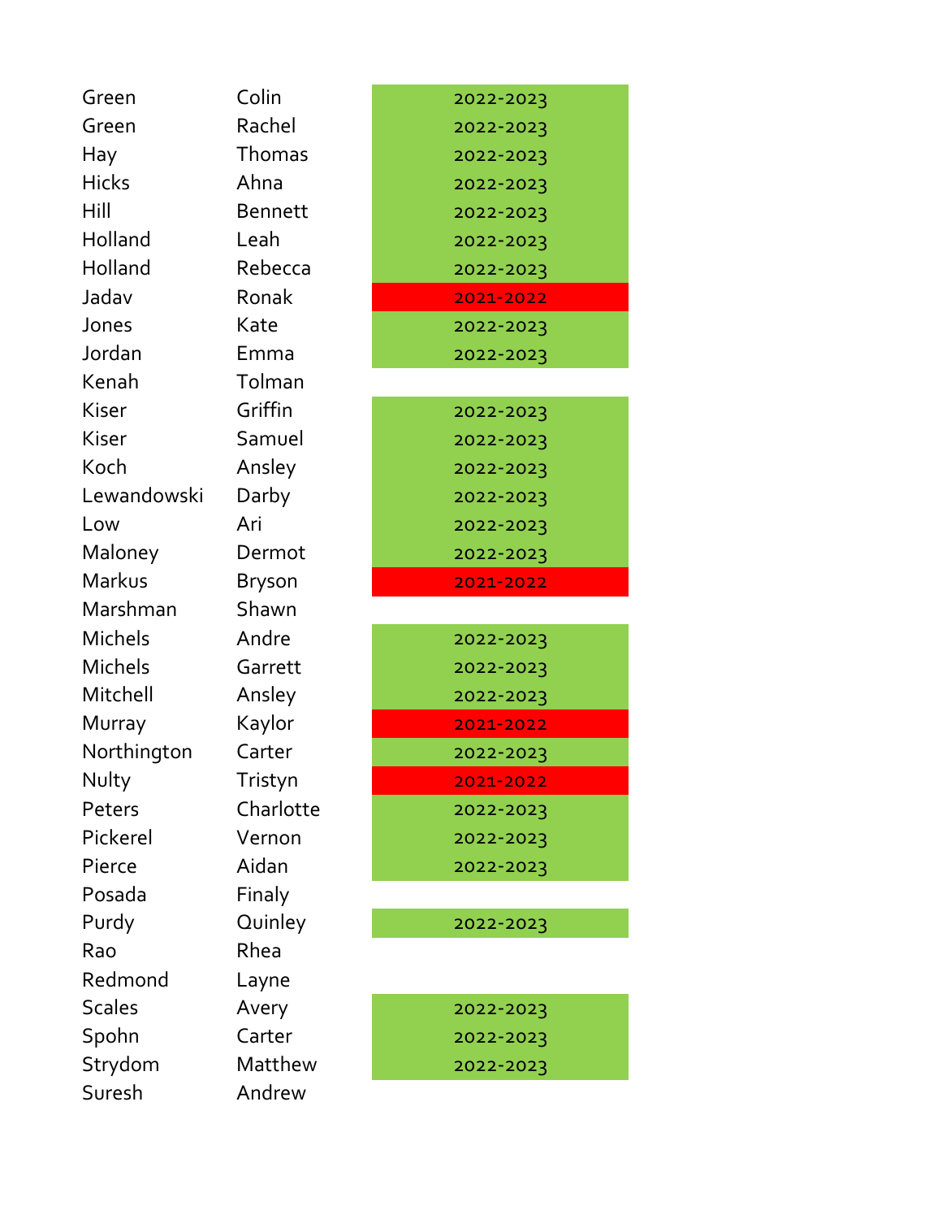| | | |
|---|---|---|
| Green | Colin | 2022-2023 |
| Green | Rachel | 2022-2023 |
| Hay | Thomas | 2022-2023 |
| Hicks | Ahna | 2022-2023 |
| Hill | Bennett | 2022-2023 |
| Holland | Leah | 2022-2023 |
| Holland | Rebecca | 2022-2023 |
| Jadav | Ronak | 2021-2022 |
| Jones | Kate | 2022-2023 |
| Jordan | Emma | 2022-2023 |
| Kenah | Tolman | |
| Kiser | Griffin | 2022-2023 |
| Kiser | Samuel | 2022-2023 |
| Koch | Ansley | 2022-2023 |
| Lewandowski | Darby | 2022-2023 |
| Low | Ari | 2022-2023 |
| Maloney | Dermot | 2022-2023 |
| Markus | Bryson | 2021-2022 |
| Marshman | Shawn | |
| Michels | Andre | 2022-2023 |
| Michels | Garrett | 2022-2023 |
| Mitchell | Ansley | 2022-2023 |
| Murray | Kaylor | 2021-2022 |
| Northington | Carter | 2022-2023 |
| Nulty | Tristyn | 2021-2022 |
| Peters | Charlotte | 2022-2023 |
| Pickerel | Vernon | 2022-2023 |
| Pierce | Aidan | 2022-2023 |
| Posada | Finaly | |
| Purdy | Quinley | 2022-2023 |
| Rao | Rhea | |
| Redmond | Layne | |
| Scales | Avery | 2022-2023 |
| Spohn | Carter | 2022-2023 |
| Strydom | Matthew | 2022-2023 |
| Suresh | Andrew | |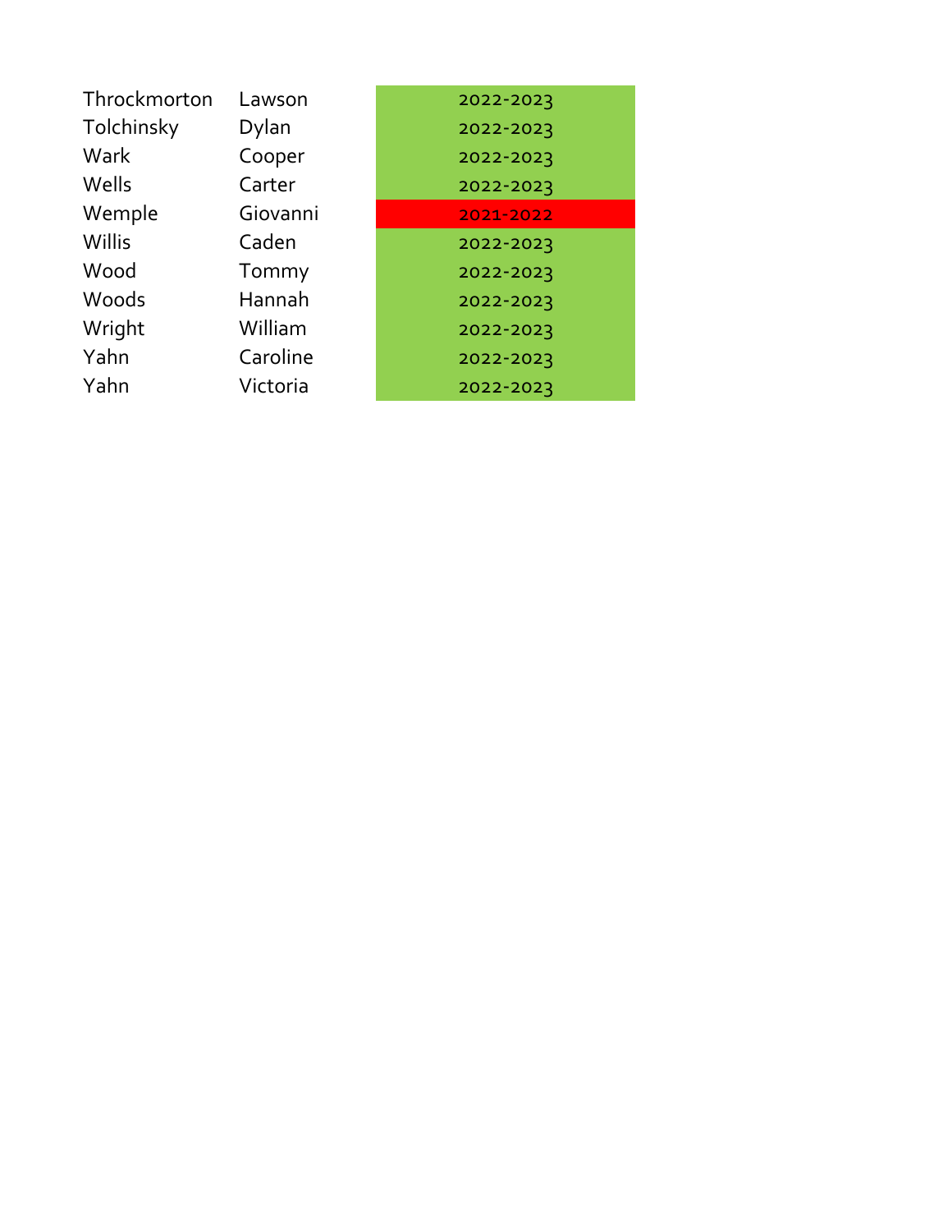| | | |
|---|---|---|
| Throckmorton | Lawson | 2022-2023 |
| Tolchinsky | Dylan | 2022-2023 |
| Wark | Cooper | 2022-2023 |
| Wells | Carter | 2022-2023 |
| Wemple | Giovanni | 2021-2022 |
| Willis | Caden | 2022-2023 |
| Wood | Tommy | 2022-2023 |
| Woods | Hannah | 2022-2023 |
| Wright | William | 2022-2023 |
| Yahn | Caroline | 2022-2023 |
| Yahn | Victoria | 2022-2023 |